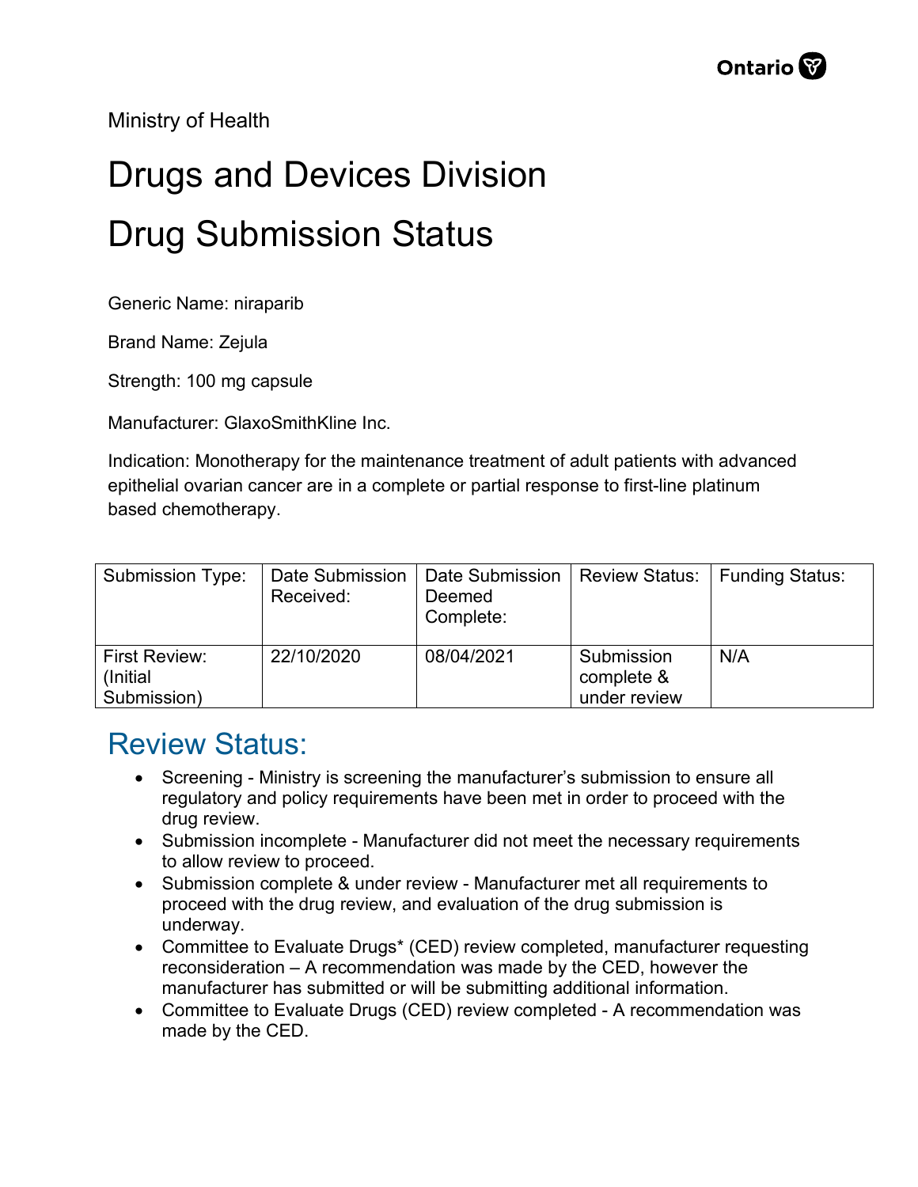Ministry of Health

# Drugs and Devices Division

# Drug Submission Status

Generic Name: niraparib

Brand Name: Zejula

Strength: 100 mg capsule

Manufacturer: GlaxoSmithKline Inc.

Indication: Monotherapy for the maintenance treatment of adult patients with advanced epithelial ovarian cancer are in a complete or partial response to first-line platinum based chemotherapy.

| Submission Type: | Date Submission Received: | Date Submission Deemed Complete: | Review Status: | Funding Status: |
|---|---|---|---|---|
| First Review: (Initial Submission) | 22/10/2020 | 08/04/2021 | Submission complete & under review | N/A |

## Review Status:

- Screening - Ministry is screening the manufacturer's submission to ensure all regulatory and policy requirements have been met in order to proceed with the drug review.
- Submission incomplete - Manufacturer did not meet the necessary requirements to allow review to proceed.
- Submission complete & under review - Manufacturer met all requirements to proceed with the drug review, and evaluation of the drug submission is underway.
- Committee to Evaluate Drugs* (CED) review completed, manufacturer requesting reconsideration – A recommendation was made by the CED, however the manufacturer has submitted or will be submitting additional information.
- Committee to Evaluate Drugs (CED) review completed - A recommendation was made by the CED.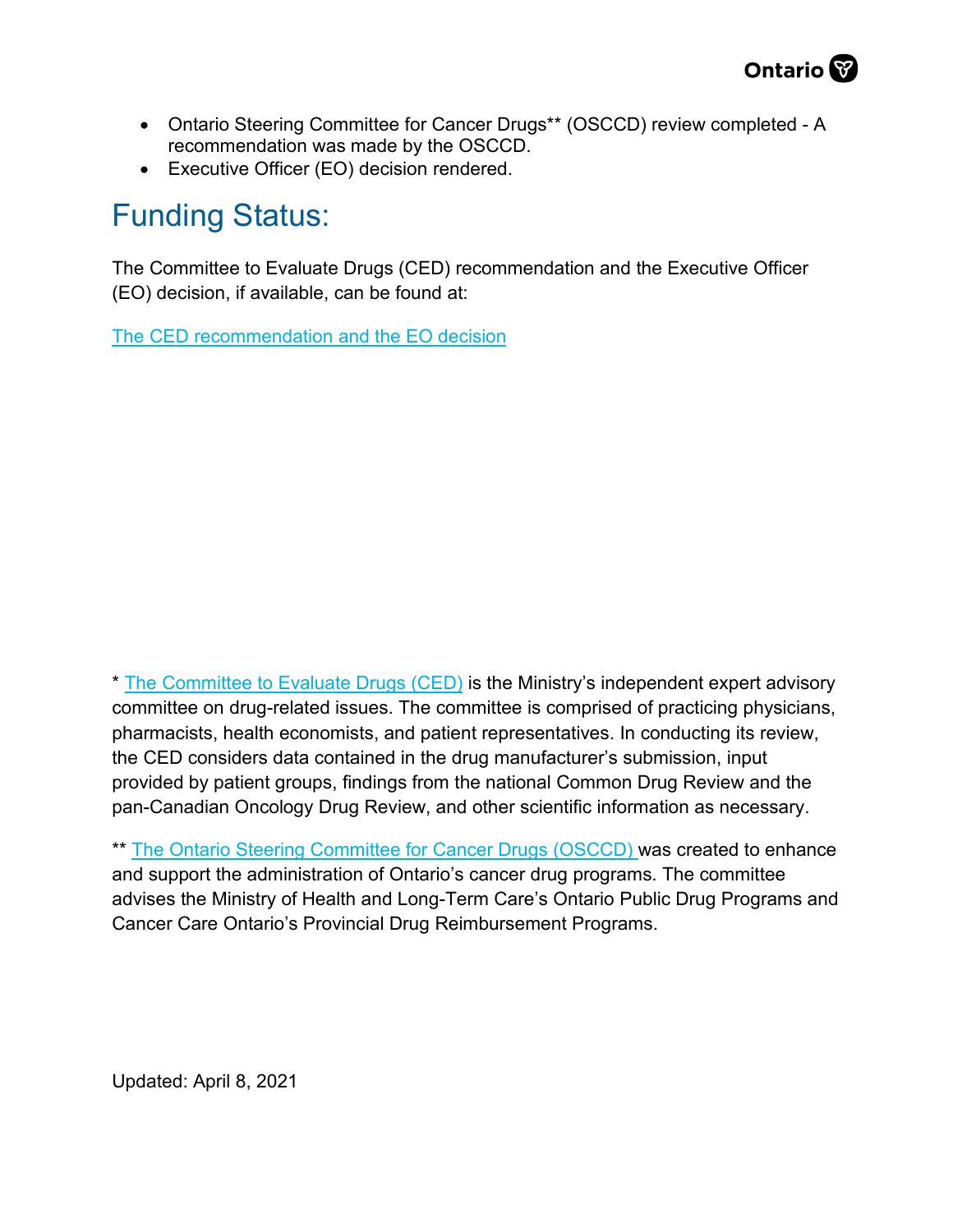- Ontario Steering Committee for Cancer Drugs** (OSCCD) review completed - A recommendation was made by the OSCCD.
- Executive Officer (EO) decision rendered.

## Funding Status:

The Committee to Evaluate Drugs (CED) recommendation and the Executive Officer (EO) decision, if available, can be found at:

The CED recommendation and the EO decision

* The Committee to Evaluate Drugs (CED) is the Ministry's independent expert advisory committee on drug-related issues. The committee is comprised of practicing physicians, pharmacists, health economists, and patient representatives. In conducting its review, the CED considers data contained in the drug manufacturer's submission, input provided by patient groups, findings from the national Common Drug Review and the pan-Canadian Oncology Drug Review, and other scientific information as necessary.

** The Ontario Steering Committee for Cancer Drugs (OSCCD) was created to enhance and support the administration of Ontario's cancer drug programs. The committee advises the Ministry of Health and Long-Term Care's Ontario Public Drug Programs and Cancer Care Ontario's Provincial Drug Reimbursement Programs.

Updated: April 8, 2021